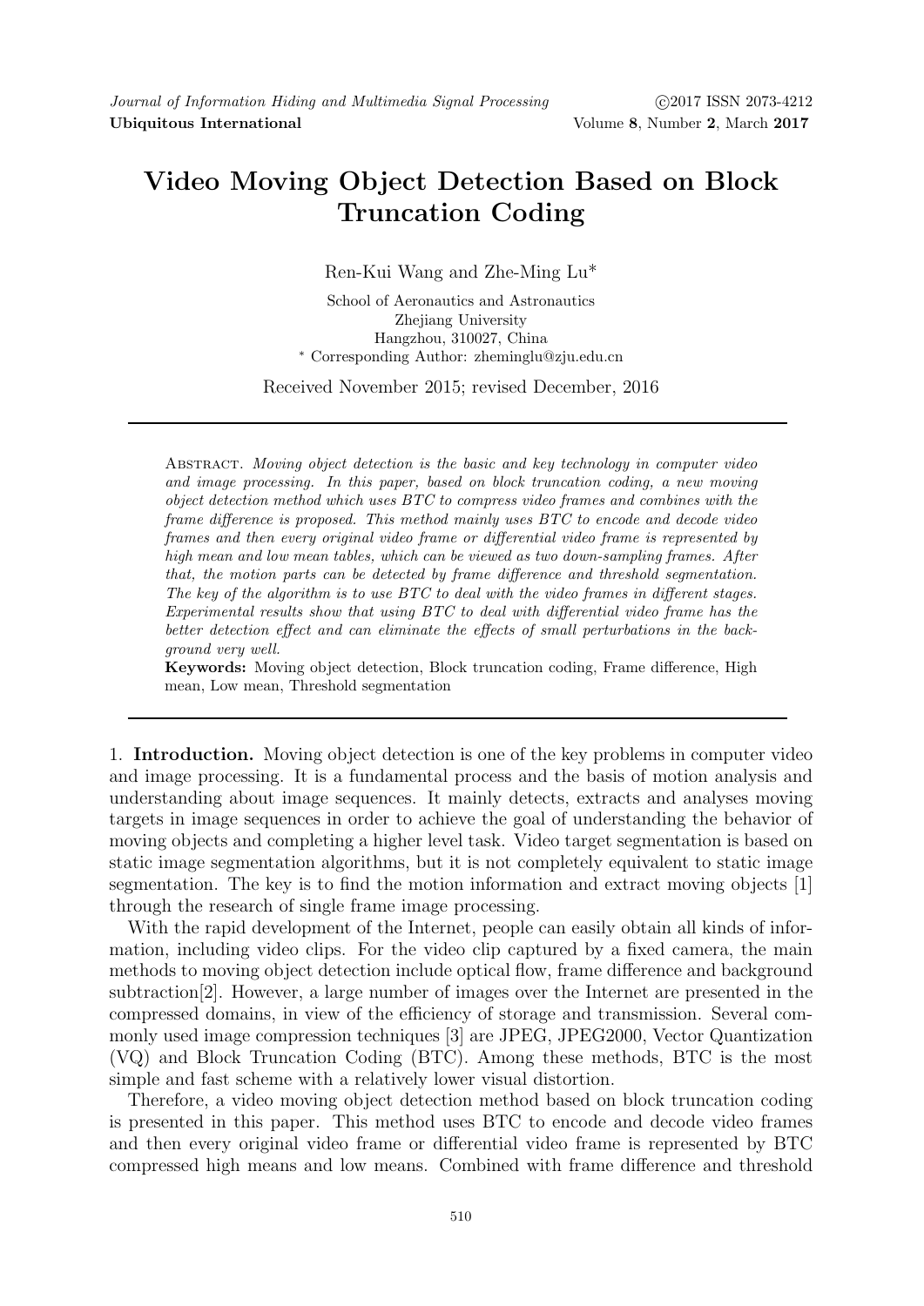# Video Moving Object Detection Based on Block Truncation Coding

Ren-Kui Wang and Zhe-Ming Lu*

School of Aeronautics and Astronautics
Zhejiang University
Hangzhou, 310027, China
* Corresponding Author: zheminglu@zju.edu.cn

Received November 2015; revised December, 2016

---

Abstract. *Moving object detection is the basic and key technology in computer video and image processing. In this paper, based on block truncation coding, a new moving object detection method which uses BTC to compress video frames and combines with the frame difference is proposed. This method mainly uses BTC to encode and decode video frames and then every original video frame or differential video frame is represented by high mean and low mean tables, which can be viewed as two down-sampling frames. After that, the motion parts can be detected by frame difference and threshold segmentation. The key of the algorithm is to use BTC to deal with the video frames in different stages. Experimental results show that using BTC to deal with differential video frame has the better detection effect and can eliminate the effects of small perturbations in the background very well.*

**Keywords:** Moving object detection, Block truncation coding, Frame difference, High mean, Low mean, Threshold segmentation

---

## 1. Introduction.

Moving object detection is one of the key problems in computer video and image processing. It is a fundamental process and the basis of motion analysis and understanding about image sequences. It mainly detects, extracts and analyses moving targets in image sequences in order to achieve the goal of understanding the behavior of moving objects and completing a higher level task. Video target segmentation is based on static image segmentation algorithms, but it is not completely equivalent to static image segmentation. The key is to find the motion information and extract moving objects [1] through the research of single frame image processing.

With the rapid development of the Internet, people can easily obtain all kinds of information, including video clips. For the video clip captured by a fixed camera, the main methods to moving object detection include optical flow, frame difference and background subtraction[2]. However, a large number of images over the Internet are presented in the compressed domains, in view of the efficiency of storage and transmission. Several commonly used image compression techniques [3] are JPEG, JPEG2000, Vector Quantization (VQ) and Block Truncation Coding (BTC). Among these methods, BTC is the most simple and fast scheme with a relatively lower visual distortion.

Therefore, a video moving object detection method based on block truncation coding is presented in this paper. This method uses BTC to encode and decode video frames and then every original video frame or differential video frame is represented by BTC compressed high means and low means. Combined with frame difference and threshold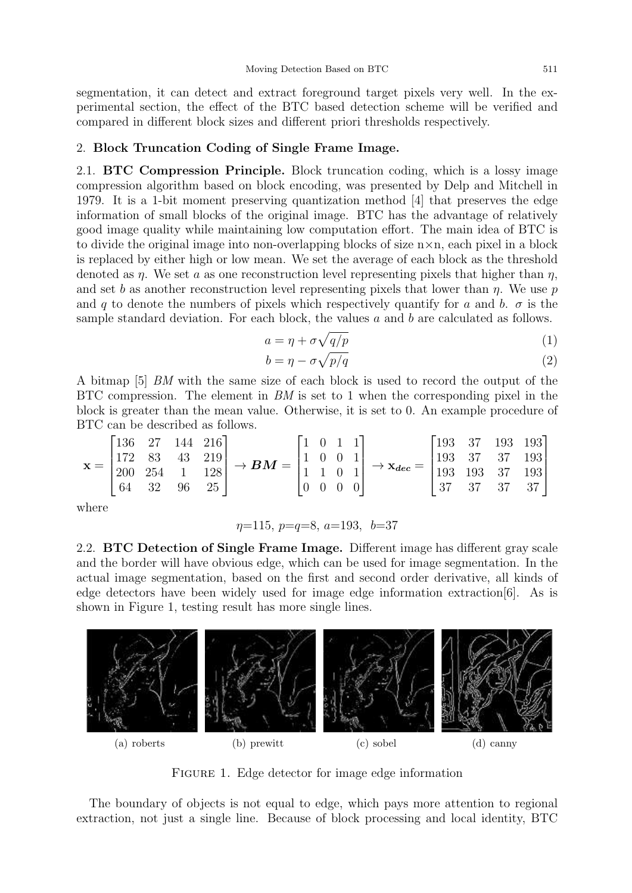segmentation, it can detect and extract foreground target pixels very well. In the experimental section, the effect of the BTC based detection scheme will be verified and compared in different block sizes and different priori thresholds respectively.

## 2. Block Truncation Coding of Single Frame Image.

**2.1. BTC Compression Principle.** Block truncation coding, which is a lossy image compression algorithm based on block encoding, was presented by Delp and Mitchell in 1979. It is a 1-bit moment preserving quantization method [4] that preserves the edge information of small blocks of the original image. BTC has the advantage of relatively good image quality while maintaining low computation effort. The main idea of BTC is to divide the original image into non-overlapping blocks of size n×n, each pixel in a block is replaced by either high or low mean. We set the average of each block as the threshold denoted as $\eta$. We set $a$ as one reconstruction level representing pixels that higher than $\eta$, and set $b$ as another reconstruction level representing pixels that lower than $\eta$. We use $p$ and $q$ to denote the numbers of pixels which respectively quantify for $a$ and $b$. $\sigma$ is the sample standard deviation. For each block, the values $a$ and $b$ are calculated as follows.

$$a = \eta + \sigma\sqrt{q/p} \tag{1}$$

$$b = \eta - \sigma\sqrt{p/q} \tag{2}$$

A bitmap [5] *BM* with the same size of each block is used to record the output of the BTC compression. The element in *BM* is set to 1 when the corresponding pixel in the block is greater than the mean value. Otherwise, it is set to 0. An example procedure of BTC can be described as follows.

$$\mathbf{x} = \begin{bmatrix} 136 & 27 & 144 & 216 \\ 172 & 83 & 43 & 219 \\ 200 & 254 & 1 & 128 \\ 64 & 32 & 96 & 25 \end{bmatrix} \rightarrow \boldsymbol{BM} = \begin{bmatrix} 1 & 0 & 1 & 1 \\ 1 & 0 & 0 & 1 \\ 1 & 1 & 0 & 1 \\ 0 & 0 & 0 & 0 \end{bmatrix} \rightarrow \mathbf{x_{dec}} = \begin{bmatrix} 193 & 37 & 193 & 193 \\ 193 & 37 & 37 & 193 \\ 193 & 193 & 37 & 193 \\ 37 & 37 & 37 & 37 \end{bmatrix}$$

where

$$\eta{=}115,\ p{=}q{=}8,\ a{=}193,\ \ b{=}37$$

**2.2. BTC Detection of Single Frame Image.** Different image has different gray scale and the border will have obvious edge, which can be used for image segmentation. In the actual image segmentation, based on the first and second order derivative, all kinds of edge detectors have been widely used for image edge information extraction[6]. As is shown in Figure 1, testing result has more single lines.

(a) roberts (b) prewitt (c) sobel (d) canny

Figure 1. Edge detector for image edge information

The boundary of objects is not equal to edge, which pays more attention to regional extraction, not just a single line. Because of block processing and local identity, BTC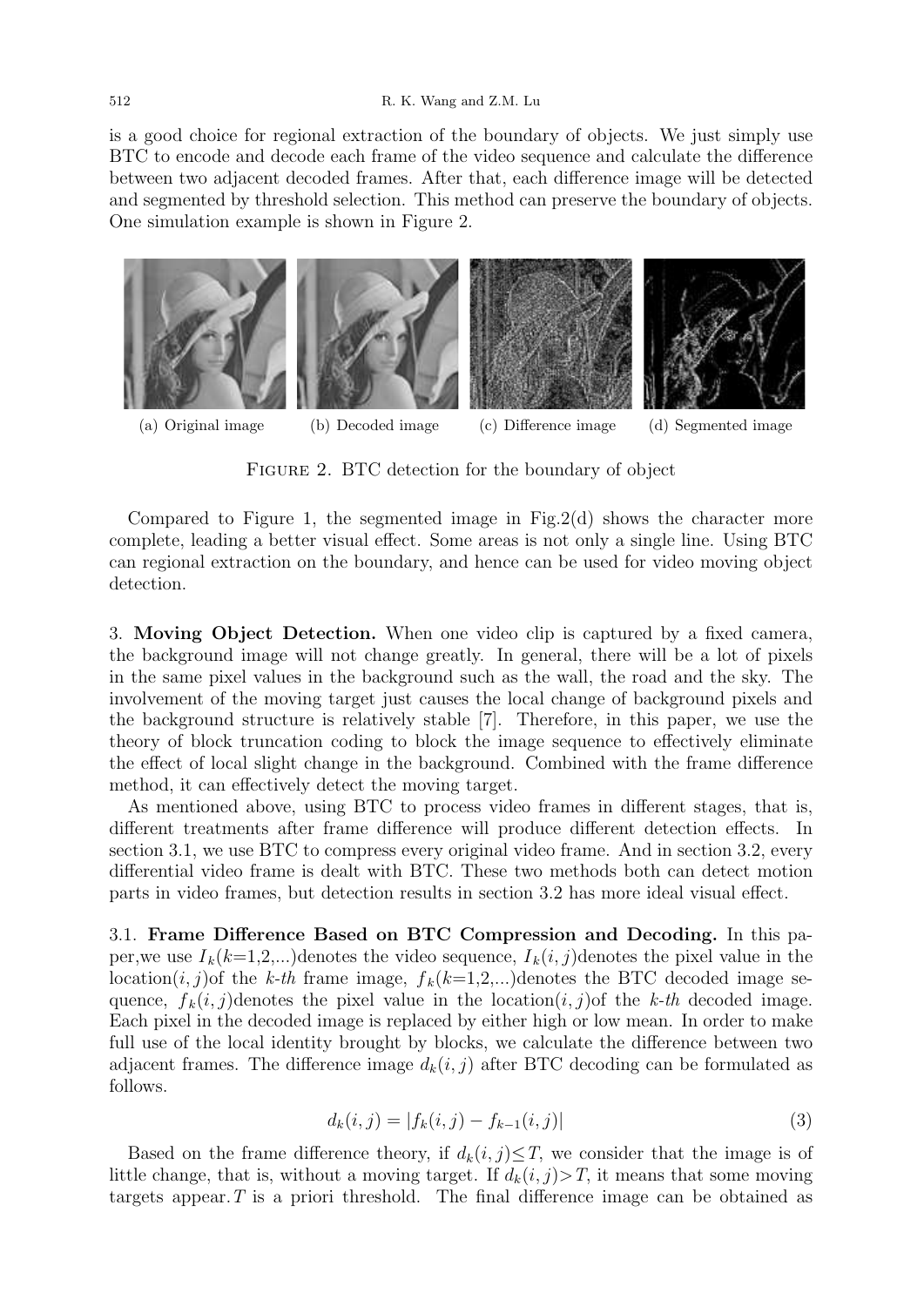is a good choice for regional extraction of the boundary of objects. We just simply use BTC to encode and decode each frame of the video sequence and calculate the difference between two adjacent decoded frames. After that, each difference image will be detected and segmented by threshold selection. This method can preserve the boundary of objects. One simulation example is shown in Figure 2.

(a) Original image (b) Decoded image (c) Difference image (d) Segmented image

FIGURE 2. BTC detection for the boundary of object

Compared to Figure 1, the segmented image in Fig.2(d) shows the character more complete, leading a better visual effect. Some areas is not only a single line. Using BTC can regional extraction on the boundary, and hence can be used for video moving object detection.

3. **Moving Object Detection.** When one video clip is captured by a fixed camera, the background image will not change greatly. In general, there will be a lot of pixels in the same pixel values in the background such as the wall, the road and the sky. The involvement of the moving target just causes the local change of background pixels and the background structure is relatively stable [7]. Therefore, in this paper, we use the theory of block truncation coding to block the image sequence to effectively eliminate the effect of local slight change in the background. Combined with the frame difference method, it can effectively detect the moving target.

As mentioned above, using BTC to process video frames in different stages, that is, different treatments after frame difference will produce different detection effects. In section 3.1, we use BTC to compress every original video frame. And in section 3.2, every differential video frame is dealt with BTC. These two methods both can detect motion parts in video frames, but detection results in section 3.2 has more ideal visual effect.

3.1. **Frame Difference Based on BTC Compression and Decoding.** In this paper,we use $I_k$($k$=1,2,...)denotes the video sequence, $I_k(i,j)$denotes the pixel value in the location$(i,j)$of the $k$-$th$ frame image, $f_k$($k$=1,2,...)denotes the BTC decoded image sequence, $f_k(i,j)$denotes the pixel value in the location$(i,j)$of the $k$-$th$ decoded image. Each pixel in the decoded image is replaced by either high or low mean. In order to make full use of the local identity brought by blocks, we calculate the difference between two adjacent frames. The difference image $d_k(i,j)$ after BTC decoding can be formulated as follows.

$$d_k(i,j) = |f_k(i,j) - f_{k-1}(i,j)| \tag{3}$$

Based on the frame difference theory, if $d_k(i,j) \leq T$, we consider that the image is of little change, that is, without a moving target. If $d_k(i,j) > T$, it means that some moving targets appear. $T$ is a priori threshold. The final difference image can be obtained as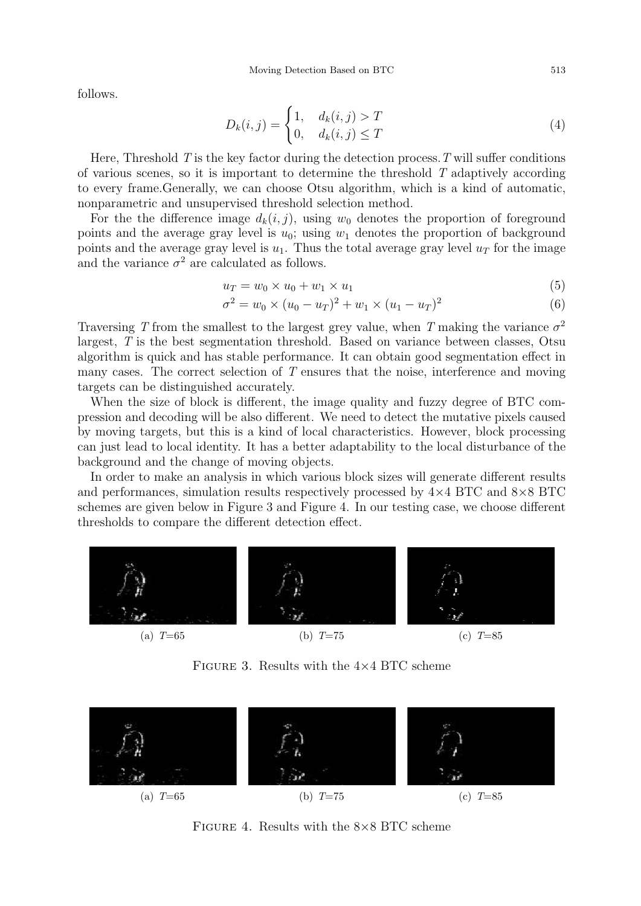follows.

$$D_k(i,j) = \begin{cases} 1, & d_k(i,j) > T \\ 0, & d_k(i,j) \leq T \end{cases} \tag{4}$$

Here, Threshold $T$ is the key factor during the detection process. $T$ will suffer conditions of various scenes, so it is important to determine the threshold $T$ adaptively according to every frame.Generally, we can choose Otsu algorithm, which is a kind of automatic, nonparametric and unsupervised threshold selection method.

For the the difference image $d_k(i,j)$, using $w_0$ denotes the proportion of foreground points and the average gray level is $u_0$; using $w_1$ denotes the proportion of background points and the average gray level is $u_1$. Thus the total average gray level $u_T$ for the image and the variance $\sigma^2$ are calculated as follows.

$$u_T = w_0 \times u_0 + w_1 \times u_1 \tag{5}$$

$$\sigma^2 = w_0 \times (u_0 - u_T)^2 + w_1 \times (u_1 - u_T)^2 \tag{6}$$

Traversing $T$ from the smallest to the largest grey value, when $T$ making the variance $\sigma^2$ largest, $T$ is the best segmentation threshold. Based on variance between classes, Otsu algorithm is quick and has stable performance. It can obtain good segmentation effect in many cases. The correct selection of $T$ ensures that the noise, interference and moving targets can be distinguished accurately.

When the size of block is different, the image quality and fuzzy degree of BTC compression and decoding will be also different. We need to detect the mutative pixels caused by moving targets, but this is a kind of local characteristics. However, block processing can just lead to local identity. It has a better adaptability to the local disturbance of the background and the change of moving objects.

In order to make an analysis in which various block sizes will generate different results and performances, simulation results respectively processed by 4×4 BTC and 8×8 BTC schemes are given below in Figure 3 and Figure 4. In our testing case, we choose different thresholds to compare the different detection effect.

(a) $T$=65 (b) $T$=75 (c) $T$=85

Figure 3. Results with the 4×4 BTC scheme

(a) $T$=65 (b) $T$=75 (c) $T$=85

Figure 4. Results with the 8×8 BTC scheme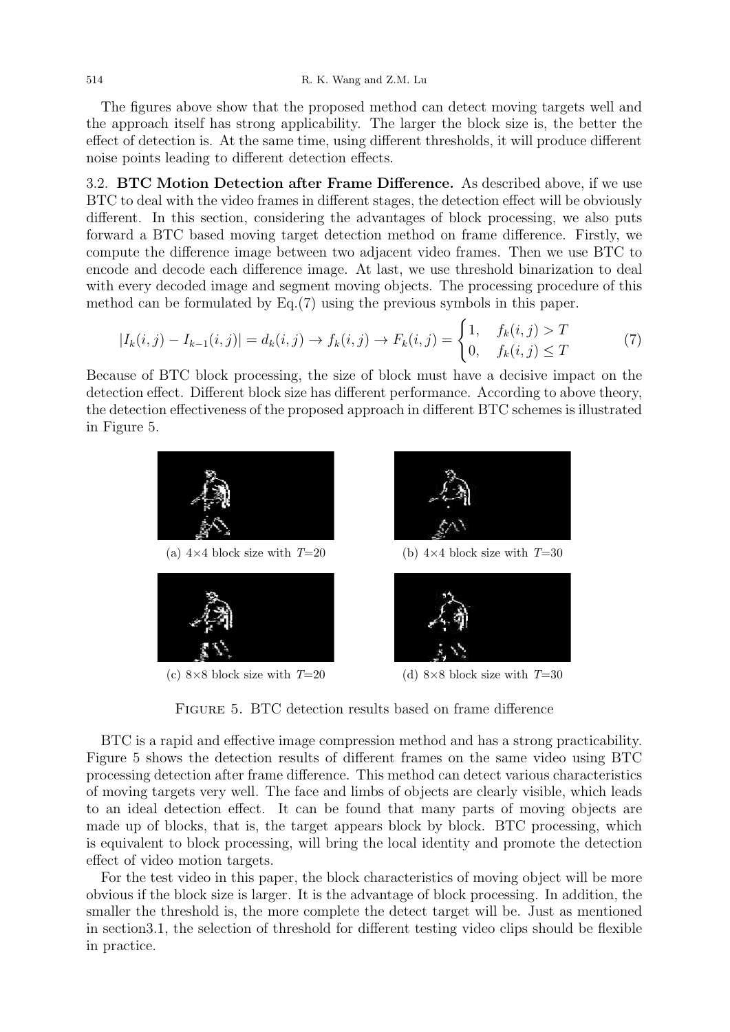The figures above show that the proposed method can detect moving targets well and the approach itself has strong applicability. The larger the block size is, the better the effect of detection is. At the same time, using different thresholds, it will produce different noise points leading to different detection effects.

3.2. **BTC Motion Detection after Frame Difference.** As described above, if we use BTC to deal with the video frames in different stages, the detection effect will be obviously different. In this section, considering the advantages of block processing, we also puts forward a BTC based moving target detection method on frame difference. Firstly, we compute the difference image between two adjacent video frames. Then we use BTC to encode and decode each difference image. At last, we use threshold binarization to deal with every decoded image and segment moving objects. The processing procedure of this method can be formulated by Eq.(7) using the previous symbols in this paper.

$$|I_k(i,j) - I_{k-1}(i,j)| = d_k(i,j) \rightarrow f_k(i,j) \rightarrow F_k(i,j) = \begin{cases} 1, & f_k(i,j) > T \\ 0, & f_k(i,j) \leq T \end{cases} \tag{7}$$

Because of BTC block processing, the size of block must have a decisive impact on the detection effect. Different block size has different performance. According to above theory, the detection effectiveness of the proposed approach in different BTC schemes is illustrated in Figure 5.

(a) 4×4 block size with $T$=20

(b) 4×4 block size with $T$=30

(c) 8×8 block size with $T$=20

(d) 8×8 block size with $T$=30

Figure 5. BTC detection results based on frame difference

BTC is a rapid and effective image compression method and has a strong practicability. Figure 5 shows the detection results of different frames on the same video using BTC processing detection after frame difference. This method can detect various characteristics of moving targets very well. The face and limbs of objects are clearly visible, which leads to an ideal detection effect. It can be found that many parts of moving objects are made up of blocks, that is, the target appears block by block. BTC processing, which is equivalent to block processing, will bring the local identity and promote the detection effect of video motion targets.

For the test video in this paper, the block characteristics of moving object will be more obvious if the block size is larger. It is the advantage of block processing. In addition, the smaller the threshold is, the more complete the detect target will be. Just as mentioned in section3.1, the selection of threshold for different testing video clips should be flexible in practice.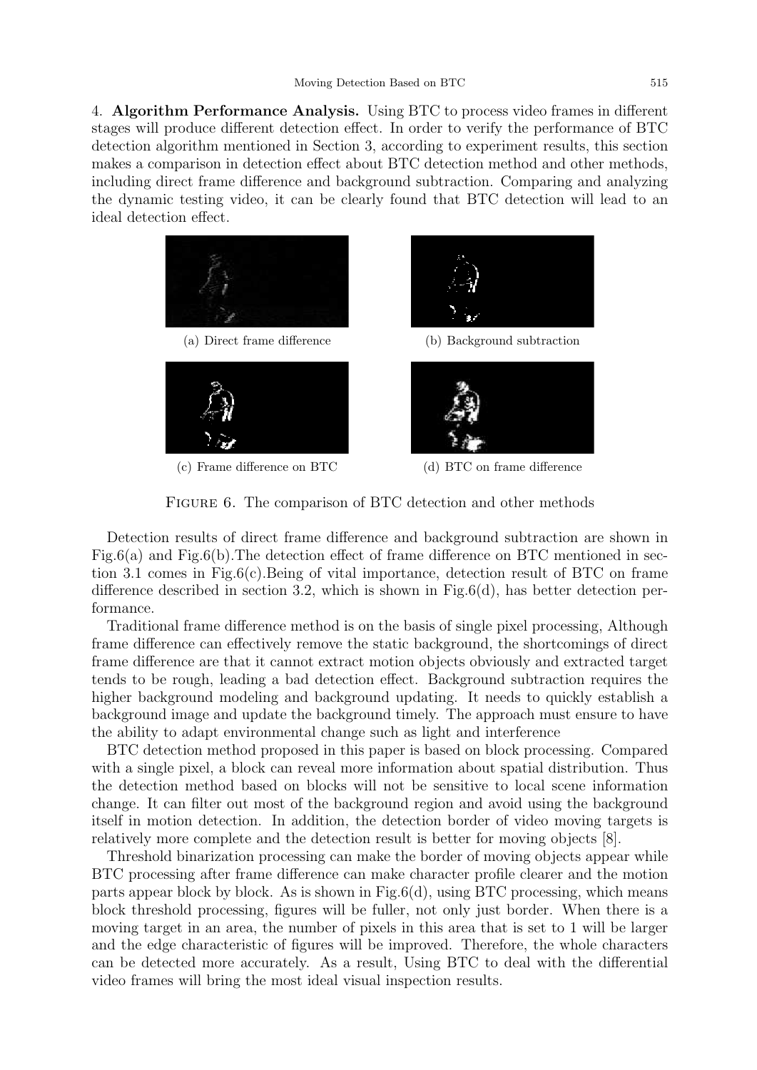4. **Algorithm Performance Analysis.** Using BTC to process video frames in different stages will produce different detection effect. In order to verify the performance of BTC detection algorithm mentioned in Section 3, according to experiment results, this section makes a comparison in detection effect about BTC detection method and other methods, including direct frame difference and background subtraction. Comparing and analyzing the dynamic testing video, it can be clearly found that BTC detection will lead to an ideal detection effect.

(a) Direct frame difference

(b) Background subtraction

(c) Frame difference on BTC

(d) BTC on frame difference

Figure 6. The comparison of BTC detection and other methods

Detection results of direct frame difference and background subtraction are shown in Fig.6(a) and Fig.6(b).The detection effect of frame difference on BTC mentioned in section 3.1 comes in Fig.6(c).Being of vital importance, detection result of BTC on frame difference described in section 3.2, which is shown in Fig.6(d), has better detection performance.

Traditional frame difference method is on the basis of single pixel processing, Although frame difference can effectively remove the static background, the shortcomings of direct frame difference are that it cannot extract motion objects obviously and extracted target tends to be rough, leading a bad detection effect. Background subtraction requires the higher background modeling and background updating. It needs to quickly establish a background image and update the background timely. The approach must ensure to have the ability to adapt environmental change such as light and interference

BTC detection method proposed in this paper is based on block processing. Compared with a single pixel, a block can reveal more information about spatial distribution. Thus the detection method based on blocks will not be sensitive to local scene information change. It can filter out most of the background region and avoid using the background itself in motion detection. In addition, the detection border of video moving targets is relatively more complete and the detection result is better for moving objects [8].

Threshold binarization processing can make the border of moving objects appear while BTC processing after frame difference can make character profile clearer and the motion parts appear block by block. As is shown in Fig.6(d), using BTC processing, which means block threshold processing, figures will be fuller, not only just border. When there is a moving target in an area, the number of pixels in this area that is set to 1 will be larger and the edge characteristic of figures will be improved. Therefore, the whole characters can be detected more accurately. As a result, Using BTC to deal with the differential video frames will bring the most ideal visual inspection results.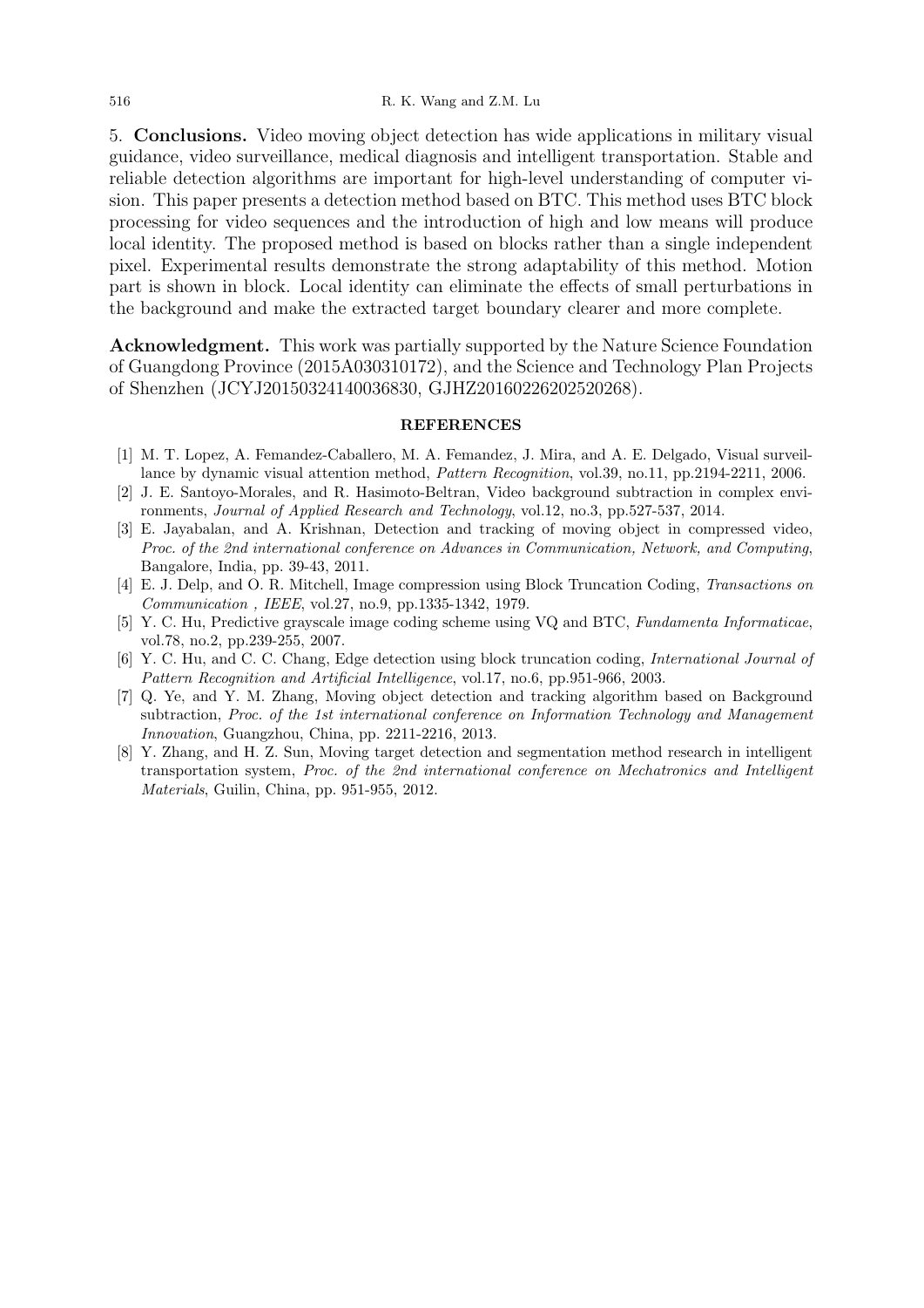## 5. Conclusions.

Video moving object detection has wide applications in military visual guidance, video surveillance, medical diagnosis and intelligent transportation. Stable and reliable detection algorithms are important for high-level understanding of computer vision. This paper presents a detection method based on BTC. This method uses BTC block processing for video sequences and the introduction of high and low means will produce local identity. The proposed method is based on blocks rather than a single independent pixel. Experimental results demonstrate the strong adaptability of this method. Motion part is shown in block. Local identity can eliminate the effects of small perturbations in the background and make the extracted target boundary clearer and more complete.

**Acknowledgment.** This work was partially supported by the Nature Science Foundation of Guangdong Province (2015A030310172), and the Science and Technology Plan Projects of Shenzhen (JCYJ20150324140036830, GJHZ20160226202520268).

## REFERENCES

[1] M. T. Lopez, A. Femandez-Caballero, M. A. Femandez, J. Mira, and A. E. Delgado, Visual surveillance by dynamic visual attention method, *Pattern Recognition*, vol.39, no.11, pp.2194-2211, 2006.

[2] J. E. Santoyo-Morales, and R. Hasimoto-Beltran, Video background subtraction in complex environments, *Journal of Applied Research and Technology*, vol.12, no.3, pp.527-537, 2014.

[3] E. Jayabalan, and A. Krishnan, Detection and tracking of moving object in compressed video, *Proc. of the 2nd international conference on Advances in Communication, Network, and Computing*, Bangalore, India, pp. 39-43, 2011.

[4] E. J. Delp, and O. R. Mitchell, Image compression using Block Truncation Coding, *Transactions on Communication , IEEE*, vol.27, no.9, pp.1335-1342, 1979.

[5] Y. C. Hu, Predictive grayscale image coding scheme using VQ and BTC, *Fundamenta Informaticae*, vol.78, no.2, pp.239-255, 2007.

[6] Y. C. Hu, and C. C. Chang, Edge detection using block truncation coding, *International Journal of Pattern Recognition and Artificial Intelligence*, vol.17, no.6, pp.951-966, 2003.

[7] Q. Ye, and Y. M. Zhang, Moving object detection and tracking algorithm based on Background subtraction, *Proc. of the 1st international conference on Information Technology and Management Innovation*, Guangzhou, China, pp. 2211-2216, 2013.

[8] Y. Zhang, and H. Z. Sun, Moving target detection and segmentation method research in intelligent transportation system, *Proc. of the 2nd international conference on Mechatronics and Intelligent Materials*, Guilin, China, pp. 951-955, 2012.